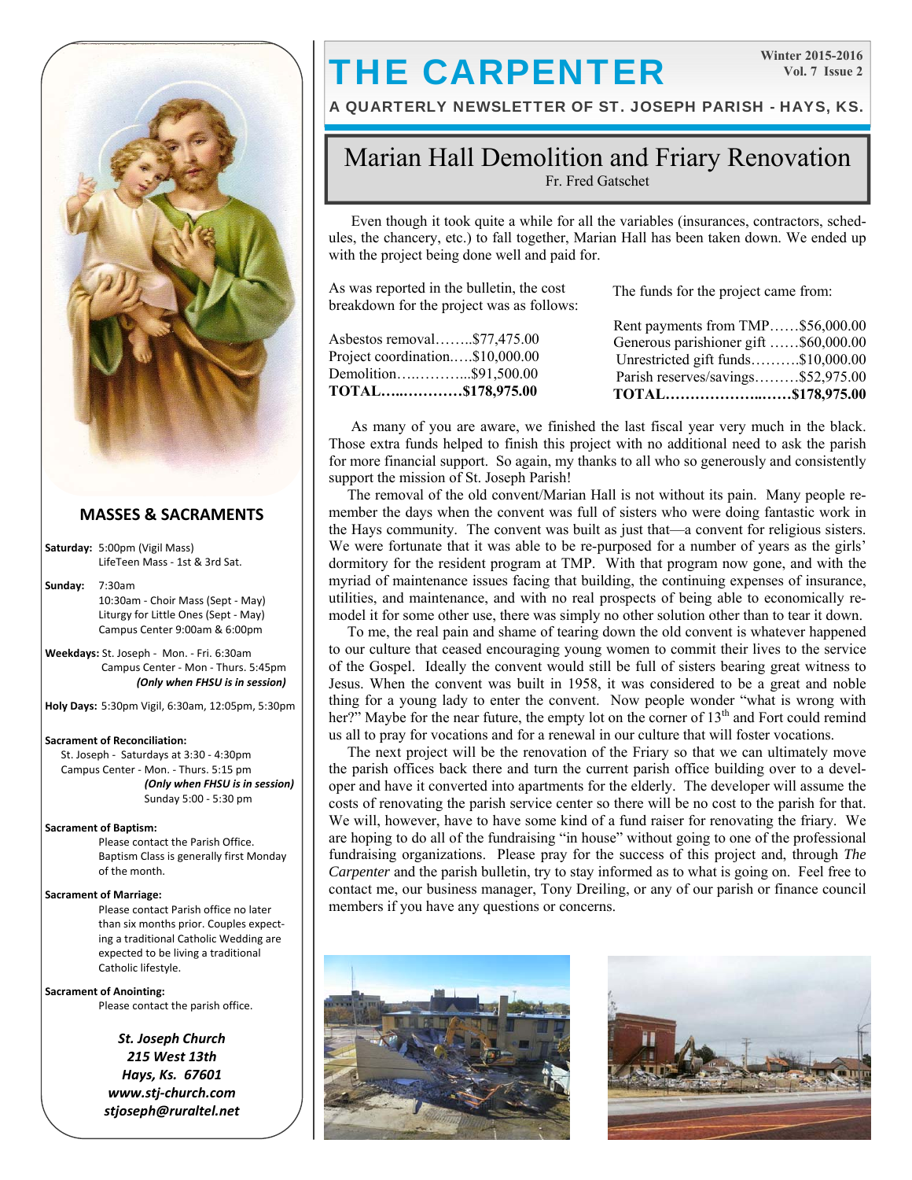# THE CARPENTER

Winter 2015-2016
Vol. 7 Issue 2

A QUARTERLY NEWSLETTER OF ST. JOSEPH PARISH - HAYS, KS.

## Marian Hall Demolition and Friary Renovation

Fr. Fred Gatschet

Even though it took quite a while for all the variables (insurances, contractors, schedules, the chancery, etc.) to fall together, Marian Hall has been taken down. We ended up with the project being done well and paid for.

As was reported in the bulletin, the cost breakdown for the project was as follows:

Asbestos removal……..$77,475.00
Project coordination…..$10,000.00
Demolition…..………...$91,500.00
**TOTAL…..…………$178,975.00**

The funds for the project came from:

Rent payments from TMP……$56,000.00
Generous parishioner gift ……$60,000.00
Unrestricted gift funds……….$10,000.00
Parish reserves/savings………$52,975.00
**TOTAL…………………..……$178,975.00**

As many of you are aware, we finished the last fiscal year very much in the black. Those extra funds helped to finish this project with no additional need to ask the parish for more financial support. So again, my thanks to all who so generously and consistently support the mission of St. Joseph Parish!

The removal of the old convent/Marian Hall is not without its pain. Many people remember the days when the convent was full of sisters who were doing fantastic work in the Hays community. The convent was built as just that—a convent for religious sisters. We were fortunate that it was able to be re-purposed for a number of years as the girls' dormitory for the resident program at TMP. With that program now gone, and with the myriad of maintenance issues facing that building, the continuing expenses of insurance, utilities, and maintenance, and with no real prospects of being able to economically remodel it for some other use, there was simply no other solution other than to tear it down.

To me, the real pain and shame of tearing down the old convent is whatever happened to our culture that ceased encouraging young women to commit their lives to the service of the Gospel. Ideally the convent would still be full of sisters bearing great witness to Jesus. When the convent was built in 1958, it was considered to be a great and noble thing for a young lady to enter the convent. Now people wonder "what is wrong with her?" Maybe for the near future, the empty lot on the corner of 13th and Fort could remind us all to pray for vocations and for a renewal in our culture that will foster vocations.

The next project will be the renovation of the Friary so that we can ultimately move the parish offices back there and turn the current parish office building over to a developer and have it converted into apartments for the elderly. The developer will assume the costs of renovating the parish service center so there will be no cost to the parish for that. We will, however, have to have some kind of a fund raiser for renovating the friary. We are hoping to do all of the fundraising "in house" without going to one of the professional fundraising organizations. Please pray for the success of this project and, through *The Carpenter* and the parish bulletin, try to stay informed as to what is going on. Feel free to contact me, our business manager, Tony Dreiling, or any of our parish or finance council members if you have any questions or concerns.

### MASSES & SACRAMENTS

**Saturday:** 5:00pm (Vigil Mass)
LifeTeen Mass - 1st & 3rd Sat.

**Sunday:** 7:30am
10:30am - Choir Mass (Sept - May)
Liturgy for Little Ones (Sept - May)
Campus Center 9:00am & 6:00pm

**Weekdays:** St. Joseph - Mon. - Fri. 6:30am
Campus Center - Mon - Thurs. 5:45pm
***(Only when FHSU is in session)***

**Holy Days:** 5:30pm Vigil, 6:30am, 12:05pm, 5:30pm

**Sacrament of Reconciliation:**
St. Joseph - Saturdays at 3:30 - 4:30pm
Campus Center - Mon. - Thurs. 5:15 pm
***(Only when FHSU is in session)***
Sunday 5:00 - 5:30 pm

**Sacrament of Baptism:**
Please contact the Parish Office.
Baptism Class is generally first Monday of the month.

**Sacrament of Marriage:**
Please contact Parish office no later than six months prior. Couples expecting a traditional Catholic Wedding are expected to be living a traditional Catholic lifestyle.

**Sacrament of Anointing:**
Please contact the parish office.

***St. Joseph Church***
***215 West 13th***
***Hays, Ks. 67601***
***www.stj-church.com***
***stjoseph@ruraltel.net***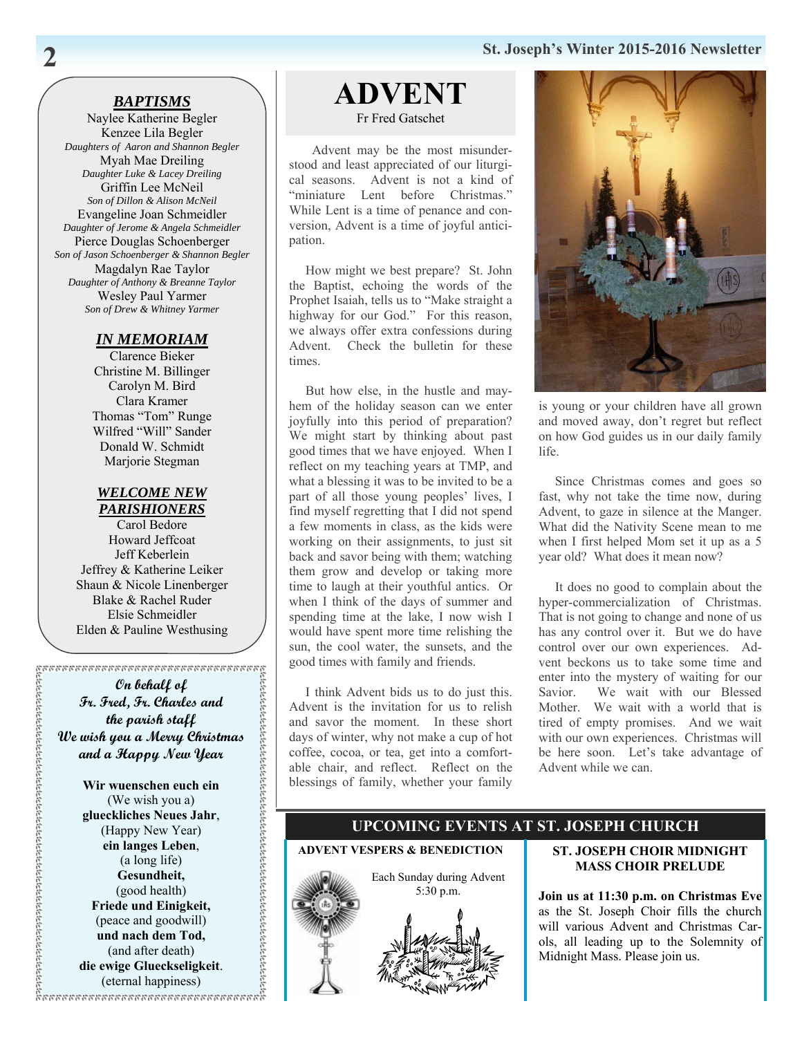## *BAPTISMS*

Naylee Katherine Begler
Kenzee Lila Begler
*Daughters of Aaron and Shannon Begler*
Myah Mae Dreiling
*Daughter Luke & Lacey Dreiling*
Griffin Lee McNeil
*Son of Dillon & Alison McNeil*
Evangeline Joan Schmeidler
*Daughter of Jerome & Angela Schmeidler*
Pierce Douglas Schoenberger
*Son of Jason Schoenberger & Shannon Begler*
Magdalyn Rae Taylor
*Daughter of Anthony & Breanne Taylor*
Wesley Paul Yarmer
*Son of Drew & Whitney Yarmer*

## *IN MEMORIAM*

Clarence Bieker
Christine M. Billinger
Carolyn M. Bird
Clara Kramer
Thomas "Tom" Runge
Wilfred "Will" Sander
Donald W. Schmidt
Marjorie Stegman

## *WELCOME NEW PARISHIONERS*

Carol Bedore
Howard Jeffcoat
Jeff Keberlein
Jeffrey & Katherine Leiker
Shaun & Nicole Linenberger
Blake & Rachel Ruder
Elsie Schmeidler
Elden & Pauline Westhusing

***On behalf of Fr. Fred, Fr. Charles and the parish staff We wish you a Merry Christmas and a Happy New Year***

**Wir wuenschen euch ein**
(We wish you a)
**glueckliches Neues Jahr**,
(Happy New Year)
**ein langes Leben**,
(a long life)
**Gesundheit,**
(good health)
**Friede und Einigkeit,**
(peace and goodwill)
**und nach dem Tod,**
(and after death)
**die ewige Glueckseligkeit**.
(eternal happiness)

# ADVENT

Fr Fred Gatschet

Advent may be the most misunderstood and least appreciated of our liturgical seasons. Advent is not a kind of "miniature Lent before Christmas." While Lent is a time of penance and conversion, Advent is a time of joyful anticipation.

How might we best prepare? St. John the Baptist, echoing the words of the Prophet Isaiah, tells us to "Make straight a highway for our God." For this reason, we always offer extra confessions during Advent. Check the bulletin for these times.

But how else, in the hustle and mayhem of the holiday season can we enter joyfully into this period of preparation? We might start by thinking about past good times that we have enjoyed. When I reflect on my teaching years at TMP, and what a blessing it was to be invited to be a part of all those young peoples' lives, I find myself regretting that I did not spend a few moments in class, as the kids were working on their assignments, to just sit back and savor being with them; watching them grow and develop or taking more time to laugh at their youthful antics. Or when I think of the days of summer and spending time at the lake, I now wish I would have spent more time relishing the sun, the cool water, the sunsets, and the good times with family and friends.

I think Advent bids us to do just this. Advent is the invitation for us to relish and savor the moment. In these short days of winter, why not make a cup of hot coffee, cocoa, or tea, get into a comfortable chair, and reflect. Reflect on the blessings of family, whether your family is young or your children have all grown and moved away, don't regret but reflect on how God guides us in our daily family life.

Since Christmas comes and goes so fast, why not take the time now, during Advent, to gaze in silence at the Manger. What did the Nativity Scene mean to me when I first helped Mom set it up as a 5 year old? What does it mean now?

It does no good to complain about the hyper-commercialization of Christmas. That is not going to change and none of us has any control over it. But we do have control over our own experiences. Advent beckons us to take some time and enter into the mystery of waiting for our Savior. We wait with our Blessed Mother. We wait with a world that is tired of empty promises. And we wait with our own experiences. Christmas will be here soon. Let's take advantage of Advent while we can.

## UPCOMING EVENTS AT ST. JOSEPH CHURCH

### ADVENT VESPERS & BENEDICTION

Each Sunday during Advent
5:30 p.m.

### ST. JOSEPH CHOIR MIDNIGHT MASS CHOIR PRELUDE

**Join us at 11:30 p.m. on Christmas Eve** as the St. Joseph Choir fills the church will various Advent and Christmas Carols, all leading up to the Solemnity of Midnight Mass. Please join us.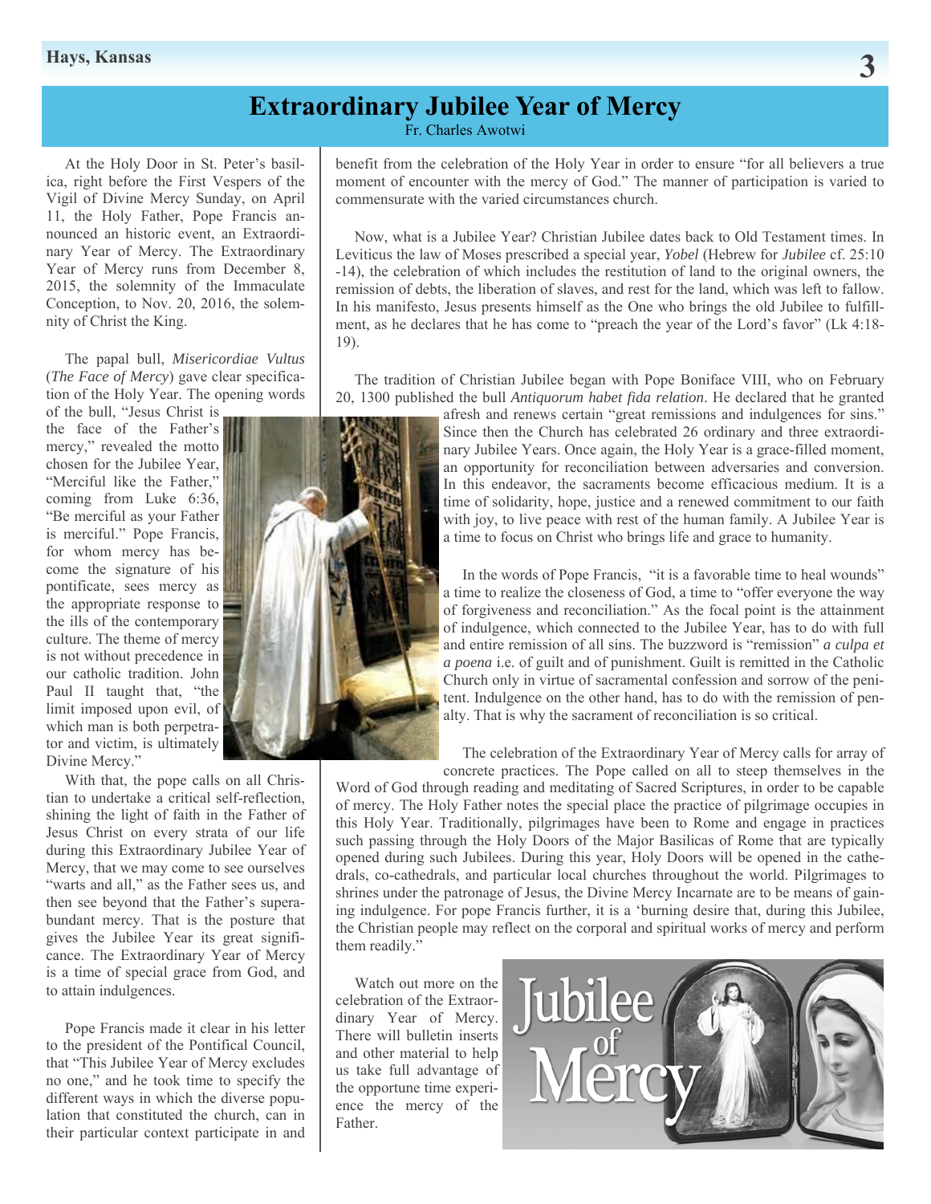# Extraordinary Jubilee Year of Mercy

Fr. Charles Awotwi

At the Holy Door in St. Peter's basilica, right before the First Vespers of the Vigil of Divine Mercy Sunday, on April 11, the Holy Father, Pope Francis announced an historic event, an Extraordinary Year of Mercy. The Extraordinary Year of Mercy runs from December 8, 2015, the solemnity of the Immaculate Conception, to Nov. 20, 2016, the solemnity of Christ the King.

The papal bull, *Misericordiae Vultus* (*The Face of Mercy*) gave clear specification of the Holy Year. The opening words of the bull, "Jesus Christ is the face of the Father's mercy," revealed the motto chosen for the Jubilee Year, "Merciful like the Father," coming from Luke 6:36, "Be merciful as your Father is merciful." Pope Francis, for whom mercy has become the signature of his pontificate, sees mercy as the appropriate response to the ills of the contemporary culture. The theme of mercy is not without precedence in our catholic tradition. John Paul II taught that, "the limit imposed upon evil, of which man is both perpetrator and victim, is ultimately Divine Mercy."

With that, the pope calls on all Christian to undertake a critical self-reflection, shining the light of faith in the Father of Jesus Christ on every strata of our life during this Extraordinary Jubilee Year of Mercy, that we may come to see ourselves "warts and all," as the Father sees us, and then see beyond that the Father's superabundant mercy. That is the posture that gives the Jubilee Year its great significance. The Extraordinary Year of Mercy is a time of special grace from God, and to attain indulgences.

Pope Francis made it clear in his letter to the president of the Pontifical Council, that "This Jubilee Year of Mercy excludes no one," and he took time to specify the different ways in which the diverse population that constituted the church, can in their particular context participate in and benefit from the celebration of the Holy Year in order to ensure "for all believers a true moment of encounter with the mercy of God." The manner of participation is varied to commensurate with the varied circumstances church.

Now, what is a Jubilee Year? Christian Jubilee dates back to Old Testament times. In Leviticus the law of Moses prescribed a special year, *Yobel* (Hebrew for *Jubilee* cf. 25:10 -14), the celebration of which includes the restitution of land to the original owners, the remission of debts, the liberation of slaves, and rest for the land, which was left to fallow. In his manifesto, Jesus presents himself as the One who brings the old Jubilee to fulfillment, as he declares that he has come to "preach the year of the Lord's favor" (Lk 4:18-19).

The tradition of Christian Jubilee began with Pope Boniface VIII, who on February 20, 1300 published the bull *Antiquorum habet fida relation*. He declared that he granted afresh and renews certain "great remissions and indulgences for sins." Since then the Church has celebrated 26 ordinary and three extraordinary Jubilee Years. Once again, the Holy Year is a grace-filled moment, an opportunity for reconciliation between adversaries and conversion. In this endeavor, the sacraments become efficacious medium. It is a time of solidarity, hope, justice and a renewed commitment to our faith with joy, to live peace with rest of the human family. A Jubilee Year is a time to focus on Christ who brings life and grace to humanity.

In the words of Pope Francis, "it is a favorable time to heal wounds" a time to realize the closeness of God, a time to "offer everyone the way of forgiveness and reconciliation." As the focal point is the attainment of indulgence, which connected to the Jubilee Year, has to do with full and entire remission of all sins. The buzzword is "remission" *a culpa et a poena* i.e. of guilt and of punishment. Guilt is remitted in the Catholic Church only in virtue of sacramental confession and sorrow of the penitent. Indulgence on the other hand, has to do with the remission of penalty. That is why the sacrament of reconciliation is so critical.

The celebration of the Extraordinary Year of Mercy calls for array of concrete practices. The Pope called on all to steep themselves in the Word of God through reading and meditating of Sacred Scriptures, in order to be capable of mercy. The Holy Father notes the special place the practice of pilgrimage occupies in this Holy Year. Traditionally, pilgrimages have been to Rome and engage in practices such passing through the Holy Doors of the Major Basilicas of Rome that are typically opened during such Jubilees. During this year, Holy Doors will be opened in the cathedrals, co-cathedrals, and particular local churches throughout the world. Pilgrimages to shrines under the patronage of Jesus, the Divine Mercy Incarnate are to be means of gaining indulgence. For pope Francis further, it is a 'burning desire that, during this Jubilee, the Christian people may reflect on the corporal and spiritual works of mercy and perform them readily."

Watch out more on the celebration of the Extraordinary Year of Mercy. There will bulletin inserts and other material to help us take full advantage of the opportune time experience the mercy of the Father.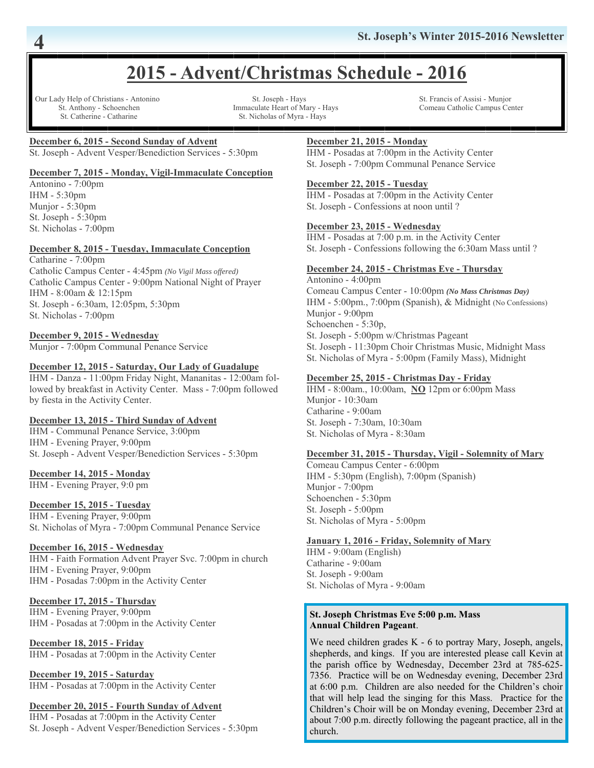# 2015 - Advent/Christmas Schedule - 2016

Our Lady Help of Christians - Antonino
St. Anthony - Schoenchen
St. Catherine - Catharine

St. Joseph - Hays
Immaculate Heart of Mary - Hays
St. Nicholas of Myra - Hays

St. Francis of Assisi - Munjor
Comeau Catholic Campus Center

**December 6, 2015 - Second Sunday of Advent**
St. Joseph - Advent Vesper/Benediction Services - 5:30pm

**December 7, 2015 - Monday, Vigil-Immaculate Conception**
Antonino - 7:00pm
IHM - 5:30pm
Munjor - 5:30pm
St. Joseph - 5:30pm
St. Nicholas - 7:00pm

**December 8, 2015 - Tuesday, Immaculate Conception**
Catharine - 7:00pm
Catholic Campus Center - 4:45pm *(No Vigil Mass offered)*
Catholic Campus Center - 9:00pm National Night of Prayer
IHM - 8:00am & 12:15pm
St. Joseph - 6:30am, 12:05pm, 5:30pm
St. Nicholas - 7:00pm

**December 9, 2015 - Wednesday**
Munjor - 7:00pm Communal Penance Service

**December 12, 2015 - Saturday, Our Lady of Guadalupe**
IHM - Danza - 11:00pm Friday Night, Mananitas - 12:00am followed by breakfast in Activity Center. Mass - 7:00pm followed by fiesta in the Activity Center.

**December 13, 2015 - Third Sunday of Advent**
IHM - Communal Penance Service, 3:00pm
IHM - Evening Prayer, 9:00pm
St. Joseph - Advent Vesper/Benediction Services - 5:30pm

**December 14, 2015 - Monday**
IHM - Evening Prayer, 9:0 pm

**December 15, 2015 - Tuesday**
IHM - Evening Prayer, 9:00pm
St. Nicholas of Myra - 7:00pm Communal Penance Service

**December 16, 2015 - Wednesday**
IHM - Faith Formation Advent Prayer Svc. 7:00pm in church
IHM - Evening Prayer, 9:00pm
IHM - Posadas 7:00pm in the Activity Center

**December 17, 2015 - Thursday**
IHM - Evening Prayer, 9:00pm
IHM - Posadas at 7:00pm in the Activity Center

**December 18, 2015 - Friday**
IHM - Posadas at 7:00pm in the Activity Center

**December 19, 2015 - Saturday**
IHM - Posadas at 7:00pm in the Activity Center

**December 20, 2015 - Fourth Sunday of Advent**
IHM - Posadas at 7:00pm in the Activity Center
St. Joseph - Advent Vesper/Benediction Services - 5:30pm

**December 21, 2015 - Monday**
IHM - Posadas at 7:00pm in the Activity Center
St. Joseph - 7:00pm Communal Penance Service

**December 22, 2015 - Tuesday**
IHM - Posadas at 7:00pm in the Activity Center
St. Joseph - Confessions at noon until ?

**December 23, 2015 - Wednesday**
IHM - Posadas at 7:00 p.m. in the Activity Center
St. Joseph - Confessions following the 6:30am Mass until ?

**December 24, 2015 - Christmas Eve - Thursday**
Antonino - 4:00pm
Comeau Campus Center - 10:00pm ***(No Mass Christmas Day)***
IHM - 5:00pm., 7:00pm (Spanish), & Midnight (No Confessions)
Munjor - 9:00pm
Schoenchen - 5:30p,
St. Joseph - 5:00pm w/Christmas Pageant
St. Joseph - 11:30pm Choir Christmas Music, Midnight Mass
St. Nicholas of Myra - 5:00pm (Family Mass), Midnight

**December 25, 2015 - Christmas Day - Friday**
IHM - 8:00am., 10:00am, **NO** 12pm or 6:00pm Mass
Munjor - 10:30am
Catharine - 9:00am
St. Joseph - 7:30am, 10:30am
St. Nicholas of Myra - 8:30am

**December 31, 2015 - Thursday, Vigil - Solemnity of Mary**
Comeau Campus Center - 6:00pm
IHM - 5:30pm (English), 7:00pm (Spanish)
Munjor - 7:00pm
Schoenchen - 5:30pm
St. Joseph - 5:00pm
St. Nicholas of Myra - 5:00pm

**January 1, 2016 - Friday, Solemnity of Mary**
IHM - 9:00am (English)
Catharine - 9:00am
St. Joseph - 9:00am
St. Nicholas of Myra - 9:00am

**St. Joseph Christmas Eve 5:00 p.m. Mass**
**Annual Children Pageant**.

We need children grades K - 6 to portray Mary, Joseph, angels, shepherds, and kings. If you are interested please call Kevin at the parish office by Wednesday, December 23rd at 785-625-7356. Practice will be on Wednesday evening, December 23rd at 6:00 p.m. Children are also needed for the Children's choir that will help lead the singing for this Mass. Practice for the Children's Choir will be on Monday evening, December 23rd at about 7:00 p.m. directly following the pageant practice, all in the church.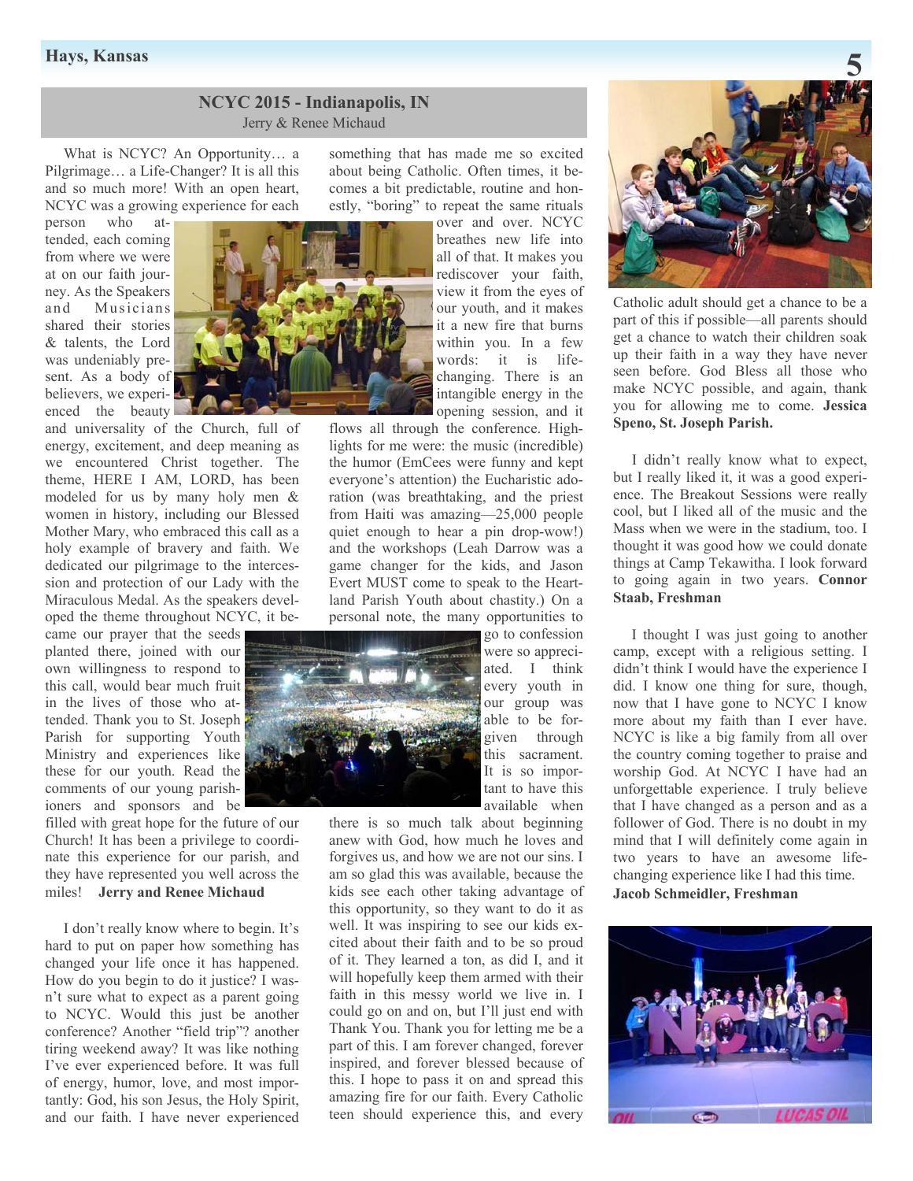## NCYC 2015 - Indianapolis, IN

Jerry & Renee Michaud

What is NCYC? An Opportunity… a Pilgrimage… a Life-Changer? It is all this and so much more! With an open heart, NCYC was a growing experience for each person who attended, each coming from where we were at on our faith journey. As the Speakers and Musicians shared their stories & talents, the Lord was undeniably present. As a body of believers, we experienced the beauty and universality of the Church, full of energy, excitement, and deep meaning as we encountered Christ together. The theme, HERE I AM, LORD, has been modeled for us by many holy men & women in history, including our Blessed Mother Mary, who embraced this call as a holy example of bravery and faith. We dedicated our pilgrimage to the intercession and protection of our Lady with the Miraculous Medal. As the speakers developed the theme throughout NCYC, it became our prayer that the seeds planted there, joined with our own willingness to respond to this call, would bear much fruit in the lives of those who attended. Thank you to St. Joseph Parish for supporting Youth Ministry and experiences like these for our youth. Read the comments of our young parishioners and sponsors and be filled with great hope for the future of our Church! It has been a privilege to coordinate this experience for our parish, and they have represented you well across the miles! **Jerry and Renee Michaud**

I don't really know where to begin. It's hard to put on paper how something has changed your life once it has happened. How do you begin to do it justice? I wasn't sure what to expect as a parent going to NCYC. Would this just be another conference? Another "field trip"? another tiring weekend away? It was like nothing I've ever experienced before. It was full of energy, humor, love, and most importantly: God, his son Jesus, the Holy Spirit, and our faith. I have never experienced something that has made me so excited about being Catholic. Often times, it becomes a bit predictable, routine and honestly, "boring" to repeat the same rituals over and over. NCYC breathes new life into all of that. It makes you rediscover your faith, view it from the eyes of our youth, and it makes it a new fire that burns within you. In a few words: it is life-changing. There is an intangible energy in the opening session, and it flows all through the conference. Highlights for me were: the music (incredible) the humor (EmCees were funny and kept everyone's attention) the Eucharistic adoration (was breathtaking, and the priest from Haiti was amazing—25,000 people quiet enough to hear a pin drop-wow!) and the workshops (Leah Darrow was a game changer for the kids, and Jason Evert MUST come to speak to the Heartland Parish Youth about chastity.) On a personal note, the many opportunities to go to confession were so appreciated. I think every youth in our group was able to be forgiven through this sacrament. It is so important to have this available when there is so much talk about beginning anew with God, how much he loves and forgives us, and how we are not our sins. I am so glad this was available, because the kids see each other taking advantage of this opportunity, so they want to do it as well. It was inspiring to see our kids excited about their faith and to be so proud of it. They learned a ton, as did I, and it will hopefully keep them armed with their faith in this messy world we live in. I could go on and on, but I'll just end with Thank You. Thank you for letting me be a part of this. I am forever changed, forever inspired, and forever blessed because of this. I hope to pass it on and spread this amazing fire for our faith. Every Catholic teen should experience this, and every Catholic adult should get a chance to be a part of this if possible—all parents should get a chance to watch their children soak up their faith in a way they have never seen before. God Bless all those who make NCYC possible, and again, thank you for allowing me to come. **Jessica Speno, St. Joseph Parish.**

I didn't really know what to expect, but I really liked it, it was a good experience. The Breakout Sessions were really cool, but I liked all of the music and the Mass when we were in the stadium, too. I thought it was good how we could donate things at Camp Tekawitha. I look forward to going again in two years. **Connor Staab, Freshman**

I thought I was just going to another camp, except with a religious setting. I didn't think I would have the experience I did. I know one thing for sure, though, now that I have gone to NCYC I know more about my faith than I ever have. NCYC is like a big family from all over the country coming together to praise and worship God. At NCYC I have had an unforgettable experience. I truly believe that I have changed as a person and as a follower of God. There is no doubt in my mind that I will definitely come again in two years to have an awesome life-changing experience like I had this time. **Jacob Schmeidler, Freshman**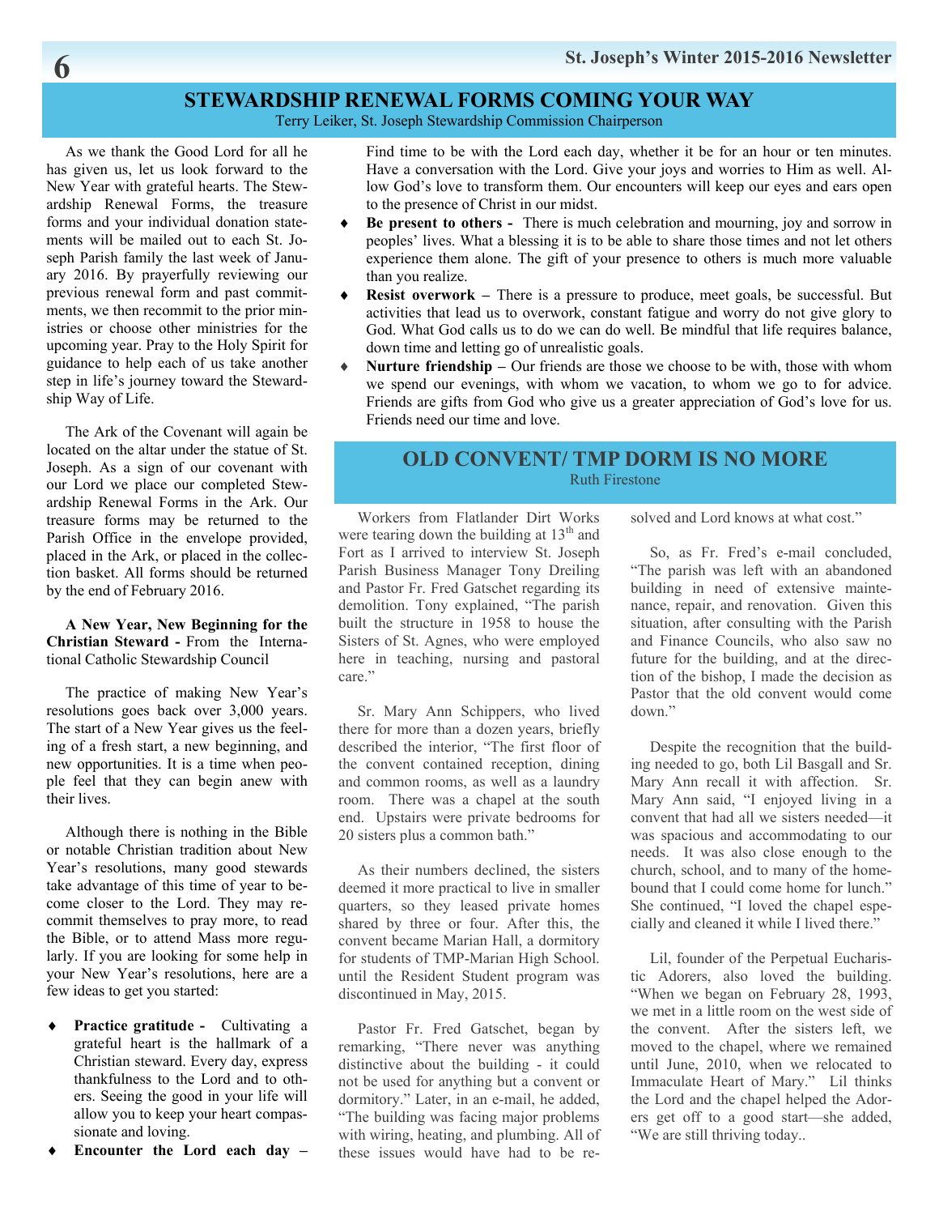## STEWARDSHIP RENEWAL FORMS COMING YOUR WAY

Terry Leiker, St. Joseph Stewardship Commission Chairperson

As we thank the Good Lord for all he has given us, let us look forward to the New Year with grateful hearts. The Stewardship Renewal Forms, the treasure forms and your individual donation statements will be mailed out to each St. Joseph Parish family the last week of January 2016. By prayerfully reviewing our previous renewal form and past commitments, we then recommit to the prior ministries or choose other ministries for the upcoming year. Pray to the Holy Spirit for guidance to help each of us take another step in life's journey toward the Stewardship Way of Life.

The Ark of the Covenant will again be located on the altar under the statue of St. Joseph. As a sign of our covenant with our Lord we place our completed Stewardship Renewal Forms in the Ark. Our treasure forms may be returned to the Parish Office in the envelope provided, placed in the Ark, or placed in the collection basket. All forms should be returned by the end of February 2016.

**A New Year, New Beginning for the Christian Steward -** From the International Catholic Stewardship Council

The practice of making New Year's resolutions goes back over 3,000 years. The start of a New Year gives us the feeling of a fresh start, a new beginning, and new opportunities. It is a time when people feel that they can begin anew with their lives.

Although there is nothing in the Bible or notable Christian tradition about New Year's resolutions, many good stewards take advantage of this time of year to become closer to the Lord. They may recommit themselves to pray more, to read the Bible, or to attend Mass more regularly. If you are looking for some help in your New Year's resolutions, here are a few ideas to get you started:

- **Practice gratitude -** Cultivating a grateful heart is the hallmark of a Christian steward. Every day, express thankfulness to the Lord and to others. Seeing the good in your life will allow you to keep your heart compassionate and loving.
- **Encounter the Lord each day –** Find time to be with the Lord each day, whether it be for an hour or ten minutes. Have a conversation with the Lord. Give your joys and worries to Him as well. Allow God's love to transform them. Our encounters will keep our eyes and ears open to the presence of Christ in our midst.
- **Be present to others -** There is much celebration and mourning, joy and sorrow in peoples' lives. What a blessing it is to be able to share those times and not let others experience them alone. The gift of your presence to others is much more valuable than you realize.
- **Resist overwork –** There is a pressure to produce, meet goals, be successful. But activities that lead us to overwork, constant fatigue and worry do not give glory to God. What God calls us to do we can do well. Be mindful that life requires balance, down time and letting go of unrealistic goals.
- **Nurture friendship –** Our friends are those we choose to be with, those with whom we spend our evenings, with whom we vacation, to whom we go to for advice. Friends are gifts from God who give us a greater appreciation of God's love for us. Friends need our time and love.

## OLD CONVENT/ TMP DORM IS NO MORE

Ruth Firestone

Workers from Flatlander Dirt Works were tearing down the building at 13th and Fort as I arrived to interview St. Joseph Parish Business Manager Tony Dreiling and Pastor Fr. Fred Gatschet regarding its demolition. Tony explained, "The parish built the structure in 1958 to house the Sisters of St. Agnes, who were employed here in teaching, nursing and pastoral care."

Sr. Mary Ann Schippers, who lived there for more than a dozen years, briefly described the interior, "The first floor of the convent contained reception, dining and common rooms, as well as a laundry room. There was a chapel at the south end. Upstairs were private bedrooms for 20 sisters plus a common bath."

As their numbers declined, the sisters deemed it more practical to live in smaller quarters, so they leased private homes shared by three or four. After this, the convent became Marian Hall, a dormitory for students of TMP-Marian High School. until the Resident Student program was discontinued in May, 2015.

Pastor Fr. Fred Gatschet, began by remarking, "There never was anything distinctive about the building - it could not be used for anything but a convent or dormitory." Later, in an e-mail, he added, "The building was facing major problems with wiring, heating, and plumbing. All of these issues would have had to be resolved and Lord knows at what cost."

So, as Fr. Fred's e-mail concluded, "The parish was left with an abandoned building in need of extensive maintenance, repair, and renovation. Given this situation, after consulting with the Parish and Finance Councils, who also saw no future for the building, and at the direction of the bishop, I made the decision as Pastor that the old convent would come down."

Despite the recognition that the building needed to go, both Lil Basgall and Sr. Mary Ann recall it with affection. Sr. Mary Ann said, "I enjoyed living in a convent that had all we sisters needed—it was spacious and accommodating to our needs. It was also close enough to the church, school, and to many of the homebound that I could come home for lunch." She continued, "I loved the chapel especially and cleaned it while I lived there."

Lil, founder of the Perpetual Eucharistic Adorers, also loved the building. "When we began on February 28, 1993, we met in a little room on the west side of the convent. After the sisters left, we moved to the chapel, where we remained until June, 2010, when we relocated to Immaculate Heart of Mary." Lil thinks the Lord and the chapel helped the Adorers get off to a good start—she added, "We are still thriving today..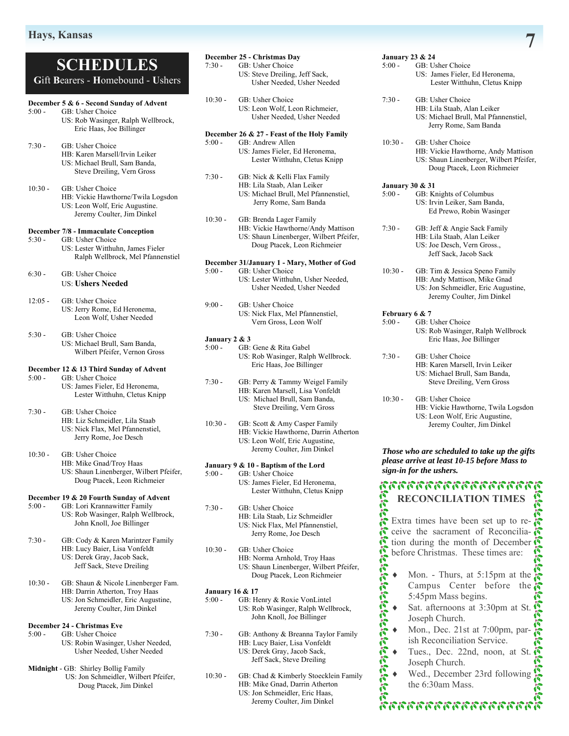# SCHEDULES

**G**ift **B**earers - **H**omebound - **U**shers

**December 5 & 6 - Second Sunday of Advent**

5:00 - GB: Usher Choice
US: Rob Wasinger, Ralph Wellbrock, Eric Haas, Joe Billinger

7:30 - GB: Usher Choice
HB: Karen Marsell/Irvin Leiker
US: Michael Brull, Sam Banda, Steve Dreiling, Vern Gross

10:30 - GB: Usher Choice
HB: Vickie Hawthorne/Twila Logsdon
US: Leon Wolf, Eric Augustine. Jeremy Coulter, Jim Dinkel

**December 7/8 - Immaculate Conception**

5:30 - GB: Usher Choice
US: Lester Witthuhn, James Fieler Ralph Wellbrock, Mel Pfannenstiel

6:30 - GB: Usher Choice
US: **Ushers Needed**

12:05 - GB: Usher Choice
US: Jerry Rome, Ed Heronema, Leon Wolf, Usher Needed

5:30 - GB: Usher Choice
US: Michael Brull, Sam Banda, Wilbert Pfeifer, Vernon Gross

**December 12 & 13 Third Sunday of Advent**

5:00 - GB: Usher Choice
US: James Fieler, Ed Heronema, Lester Witthuhn, Cletus Knipp

7:30 - GB: Usher Choice
HB: Liz Schmeidler, Lila Staab
US: Nick Flax, Mel Pfannenstiel, Jerry Rome, Joe Desch

10:30 - GB: Usher Choice
HB: Mike Gnad/Troy Haas
US: Shaun Linenberger, Wilbert Pfeifer, Doug Ptacek, Leon Richmeier

**December 19 & 20 Fourth Sunday of Advent**

5:00 - GB: Lori Krannawitter Family
US: Rob Wasinger, Ralph Wellbrock, John Knoll, Joe Billinger

7:30 - GB: Cody & Karen Marintzer Family
HB: Lucy Baier, Lisa Vonfeldt
US: Derek Gray, Jacob Sack, Jeff Sack, Steve Dreiling

10:30 - GB: Shaun & Nicole Linenberger Fam.
HB: Darrin Atherton, Troy Haas
US: Jon Schmeidler, Eric Augustine, Jeremy Coulter, Jim Dinkel

**December 24 - Christmas Eve**

5:00 - GB: Usher Choice
US: Robin Wasinger, Usher Needed, Usher Needed, Usher Needed

**Midnight** - GB: Shirley Bollig Family
US: Jon Schmeidler, Wilbert Pfeifer, Doug Ptacek, Jim Dinkel

**December 25 - Christmas Day**

7:30 - GB: Usher Choice
US: Steve Dreiling, Jeff Sack, Usher Needed, Usher Needed

10:30 - GB: Usher Choice
US: Leon Wolf, Leon Richmeier, Usher Needed, Usher Needed

**December 26 & 27 - Feast of the Holy Family**

5:00 - GB: Andrew Allen
US: James Fieler, Ed Heronema, Lester Witthuhn, Cletus Knipp

7:30 - GB: Nick & Kelli Flax Family
HB: Lila Staab, Alan Leiker
US: Michael Brull, Mel Pfannenstiel, Jerry Rome, Sam Banda

10:30 - GB: Brenda Lager Family
HB: Vickie Hawthorne/Andy Mattison
US: Shaun Linenberger, Wilbert Pfeifer, Doug Ptacek, Leon Richmeier

**December 31/January 1 - Mary, Mother of God**

5:00 - GB: Usher Choice
US: Lester Witthuhn, Usher Needed, Usher Needed, Usher Needed

9:00 - GB: Usher Choice
US: Nick Flax, Mel Pfannenstiel, Vern Gross, Leon Wolf

**January 2 & 3**

5:00 - GB: Gene & Rita Gabel
US: Rob Wasinger, Ralph Wellbrock. Eric Haas, Joe Billinger

7:30 - GB: Perry & Tammy Weigel Family
HB: Karen Marsell, Lisa Vonfeldt
US: Michael Brull, Sam Banda, Steve Dreiling, Vern Gross

10:30 - GB: Scott & Amy Casper Family
HB: Vickie Hawthorne, Darrin Atherton
US: Leon Wolf, Eric Augustine, Jeremy Coulter, Jim Dinkel

**January 9 & 10 - Baptism of the Lord**

5:00 - GB: Usher Choice
US: James Fieler, Ed Heronema, Lester Witthuhn, Cletus Knipp

7:30 - GB: Usher Choice
HB: Lila Staab, Liz Schmeidler
US: Nick Flax, Mel Pfannenstiel, Jerry Rome, Joe Desch

10:30 - GB: Usher Choice
HB: Norma Arnhold, Troy Haas
US: Shaun Linenberger, Wilbert Pfeifer, Doug Ptacek, Leon Richmeier

**January 16 & 17**

5:00 - GB: Henry & Roxie VonLintel
US: Rob Wasinger, Ralph Wellbrock, John Knoll, Joe Billinger

7:30 - GB: Anthony & Breanna Taylor Family
HB: Lucy Baier, Lisa Vonfeldt
US: Derek Gray, Jacob Sack, Jeff Sack, Steve Dreiling

10:30 - GB: Chad & Kimberly Stoecklein Family
HB: Mike Gnad, Darrin Atherton
US: Jon Schmeidler, Eric Haas, Jeremy Coulter, Jim Dinkel

**January 23 & 24**

5:00 - GB: Usher Choice
US: James Fieler, Ed Heronema, Lester Witthuhn, Cletus Knipp

7:30 - GB: Usher Choice
HB: Lila Staab, Alan Leiker
US: Michael Brull, Mal Pfannenstiel, Jerry Rome, Sam Banda

10:30 - GB: Usher Choice
HB: Vickie Hawthorne, Andy Mattison
US: Shaun Linenberger, Wilbert Pfeifer, Doug Ptacek, Leon Richmeier

**January 30 & 31**

5:00 - GB: Knights of Columbus
US: Irvin Leiker, Sam Banda, Ed Prewo, Robin Wasinger

7:30 - GB: Jeff & Angie Sack Family
HB: Lila Staab, Alan Leiker
US: Joe Desch, Vern Gross., Jeff Sack, Jacob Sack

10:30 - GB: Tim & Jessica Speno Family
HB: Andy Mattison, Mike Gnad
US: Jon Schmeidler, Eric Augustine, Jeremy Coulter, Jim Dinkel

**February 6 & 7**

5:00 - GB: Usher Choice
US: Rob Wasinger, Ralph Wellbrock Eric Haas, Joe Billinger

7:30 - GB: Usher Choice
HB: Karen Marsell, Irvin Leiker
US: Michael Brull, Sam Banda, Steve Dreiling, Vern Gross

10:30 - GB: Usher Choice
HB: Vickie Hawthorne, Twila Logsdon
US: Leon Wolf, Eric Augustine, Jeremy Coulter, Jim Dinkel

***Those who are scheduled to take up the gifts please arrive at least 10-15 before Mass to sign-in for the ushers.***

## RECONCILIATION TIMES

Extra times have been set up to receive the sacrament of Reconciliation during the month of December before Christmas. These times are:

- Mon. - Thurs, at 5:15pm at the Campus Center before the 5:45pm Mass begins.
- Sat. afternoons at 3:30pm at St. Joseph Church.
- Mon., Dec. 21st at 7:00pm, parish Reconciliation Service.
- Tues., Dec. 22nd, noon, at St. Joseph Church.
- Wed., December 23rd following the 6:30am Mass.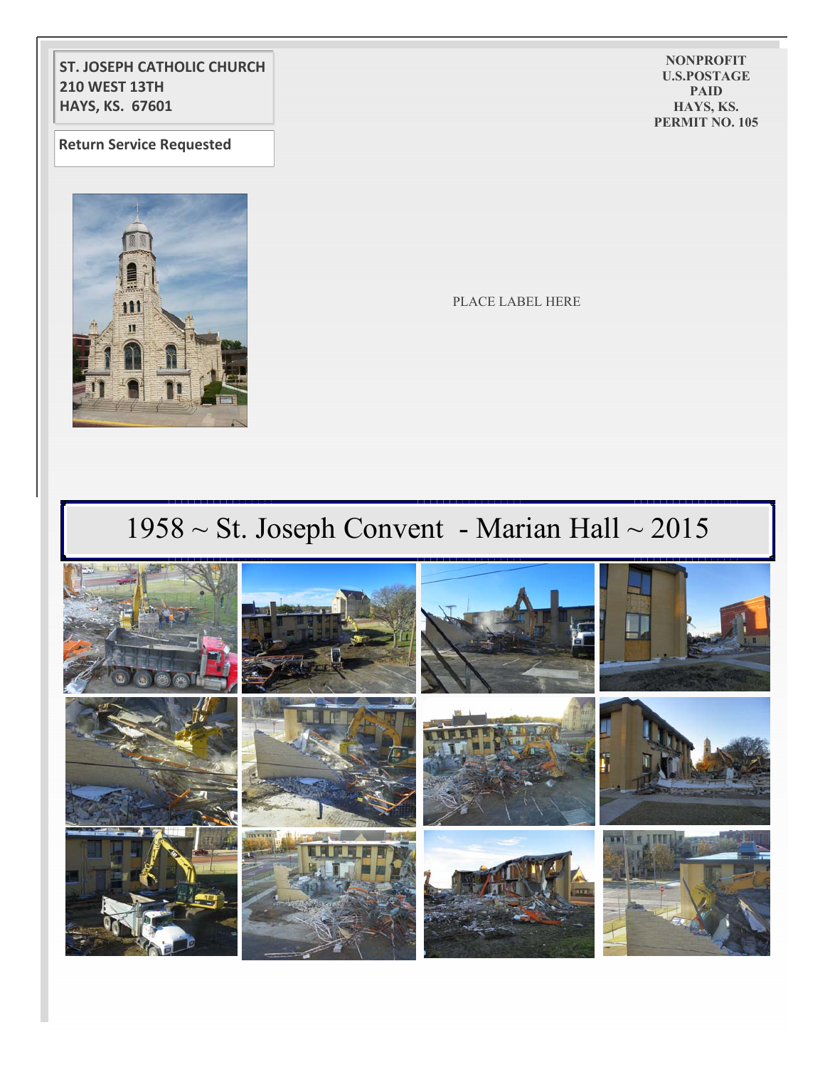ST. JOSEPH CATHOLIC CHURCH
210 WEST 13TH
HAYS, KS. 67601

Return Service Requested

NONPROFIT
U.S.POSTAGE
PAID
HAYS, KS.
PERMIT NO. 105

PLACE LABEL HERE

# 1958 ~ St. Joseph Convent - Marian Hall ~ 2015